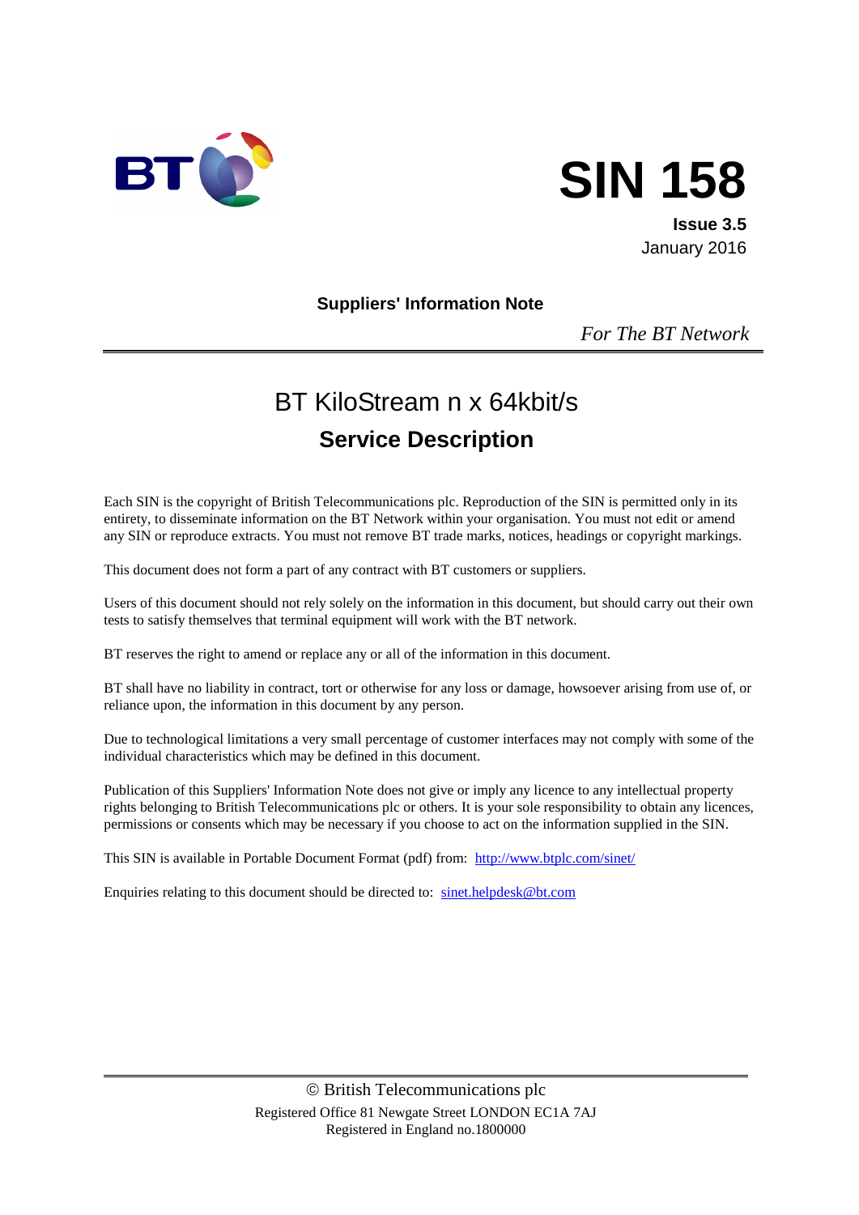# SIN 158

**Issue 3.5**
January 2016

**Suppliers' Information Note**

*For The BT Network*

---

## BT KiloStream n x 64kbit/s
## Service Description

Each SIN is the copyright of British Telecommunications plc. Reproduction of the SIN is permitted only in its entirety, to disseminate information on the BT Network within your organisation. You must not edit or amend any SIN or reproduce extracts. You must not remove BT trade marks, notices, headings or copyright markings.

This document does not form a part of any contract with BT customers or suppliers.

Users of this document should not rely solely on the information in this document, but should carry out their own tests to satisfy themselves that terminal equipment will work with the BT network.

BT reserves the right to amend or replace any or all of the information in this document.

BT shall have no liability in contract, tort or otherwise for any loss or damage, howsoever arising from use of, or reliance upon, the information in this document by any person.

Due to technological limitations a very small percentage of customer interfaces may not comply with some of the individual characteristics which may be defined in this document.

Publication of this Suppliers' Information Note does not give or imply any licence to any intellectual property rights belonging to British Telecommunications plc or others. It is your sole responsibility to obtain any licences, permissions or consents which may be necessary if you choose to act on the information supplied in the SIN.

This SIN is available in Portable Document Format (pdf) from: [http://www.btplc.com/sinet/](http://www.btplc.com/sinet/)

Enquiries relating to this document should be directed to: [sinet.helpdesk@bt.com](mailto:sinet.helpdesk@bt.com)

---

© British Telecommunications plc
Registered Office 81 Newgate Street LONDON EC1A 7AJ
Registered in England no.1800000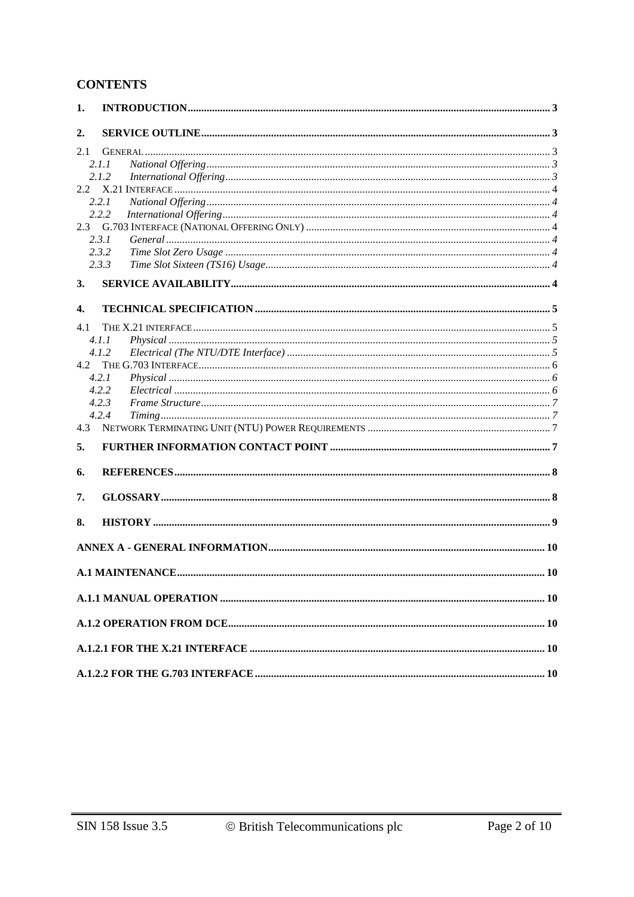## CONTENTS

1. INTRODUCTION 3
2. SERVICE OUTLINE 3
   - 2.1 General 3
     - 2.1.1 *National Offering* 3
     - 2.1.2 *International Offering* 3
   - 2.2 X.21 Interface 4
     - 2.2.1 *National Offering* 4
     - 2.2.2 *International Offering* 4
   - 2.3 G.703 Interface (National Offering Only) 4
     - 2.3.1 *General* 4
     - 2.3.2 *Time Slot Zero Usage* 4
     - 2.3.3 *Time Slot Sixteen (TS16) Usage* 4
3. SERVICE AVAILABILITY 4
4. TECHNICAL SPECIFICATION 5
   - 4.1 The X.21 interface 5
     - 4.1.1 *Physical* 5
     - 4.1.2 *Electrical (The NTU/DTE Interface)* 5
   - 4.2 The G.703 Interface 6
     - 4.2.1 *Physical* 6
     - 4.2.2 *Electrical* 6
     - 4.2.3 *Frame Structure* 7
     - 4.2.4 *Timing* 7
   - 4.3 Network Terminating Unit (NTU) Power Requirements 7
5. FURTHER INFORMATION CONTACT POINT 7
6. REFERENCES 8
7. GLOSSARY 8
8. HISTORY 9

ANNEX A - GENERAL INFORMATION 10

A.1 MAINTENANCE 10

A.1.1 MANUAL OPERATION 10

A.1.2 OPERATION FROM DCE 10

A.1.2.1 FOR THE X.21 INTERFACE 10

A.1.2.2 FOR THE G.703 INTERFACE 10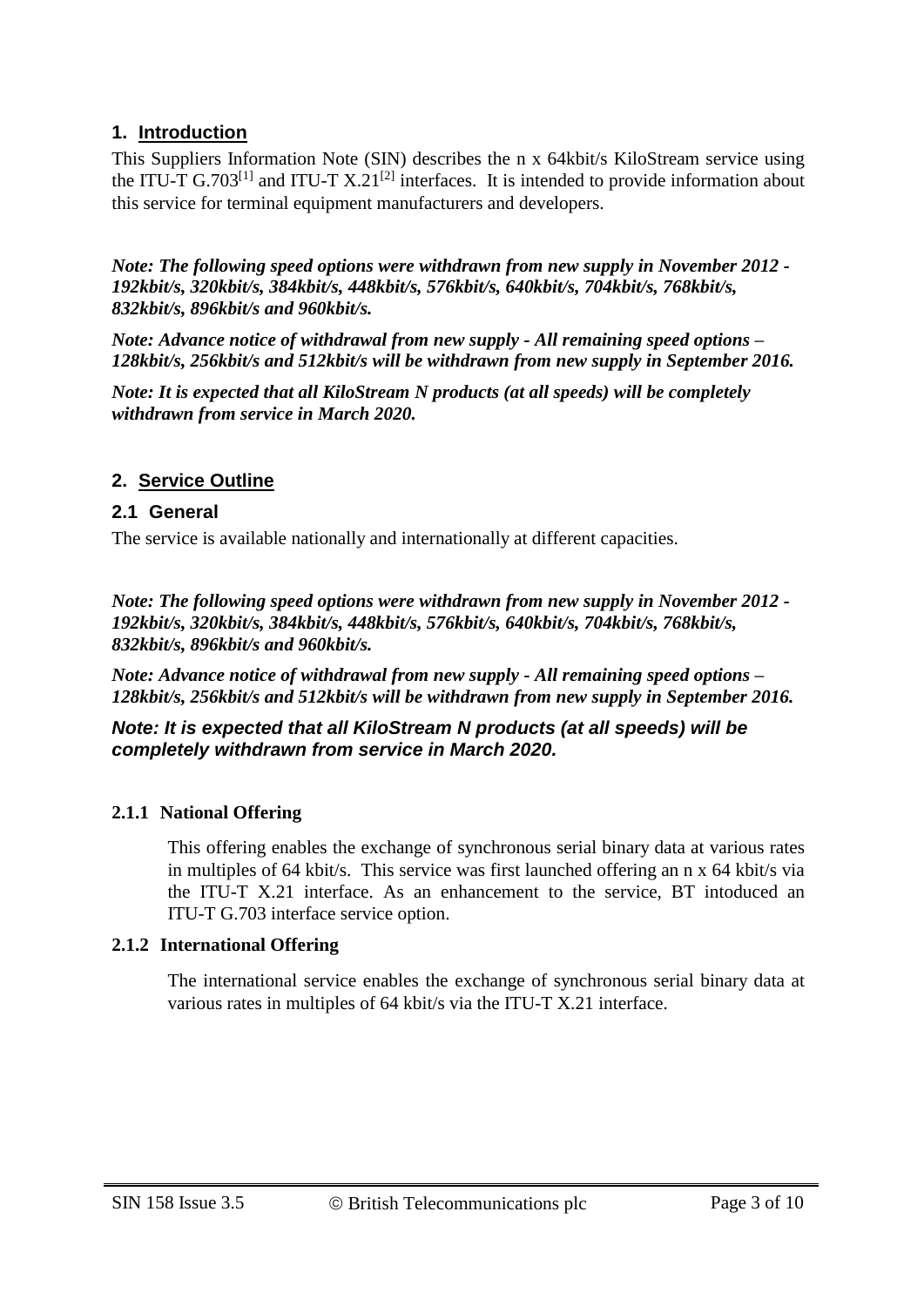## 1. Introduction

This Suppliers Information Note (SIN) describes the n x 64kbit/s KiloStream service using the ITU-T G.703[1] and ITU-T X.21[2] interfaces. It is intended to provide information about this service for terminal equipment manufacturers and developers.

***Note: The following speed options were withdrawn from new supply in November 2012 - 192kbit/s, 320kbit/s, 384kbit/s, 448kbit/s, 576kbit/s, 640kbit/s, 704kbit/s, 768kbit/s, 832kbit/s, 896kbit/s and 960kbit/s.***

***Note: Advance notice of withdrawal from new supply - All remaining speed options – 128kbit/s, 256kbit/s and 512kbit/s will be withdrawn from new supply in September 2016.***

***Note: It is expected that all KiloStream N products (at all speeds) will be completely withdrawn from service in March 2020.***

## 2. Service Outline

### 2.1 General

The service is available nationally and internationally at different capacities.

***Note: The following speed options were withdrawn from new supply in November 2012 - 192kbit/s, 320kbit/s, 384kbit/s, 448kbit/s, 576kbit/s, 640kbit/s, 704kbit/s, 768kbit/s, 832kbit/s, 896kbit/s and 960kbit/s.***

***Note: Advance notice of withdrawal from new supply - All remaining speed options – 128kbit/s, 256kbit/s and 512kbit/s will be withdrawn from new supply in September 2016.***

***Note: It is expected that all KiloStream N products (at all speeds) will be completely withdrawn from service in March 2020.***

#### 2.1.1 National Offering

This offering enables the exchange of synchronous serial binary data at various rates in multiples of 64 kbit/s. This service was first launched offering an n x 64 kbit/s via the ITU-T X.21 interface. As an enhancement to the service, BT intoduced an ITU-T G.703 interface service option.

#### 2.1.2 International Offering

The international service enables the exchange of synchronous serial binary data at various rates in multiples of 64 kbit/s via the ITU-T X.21 interface.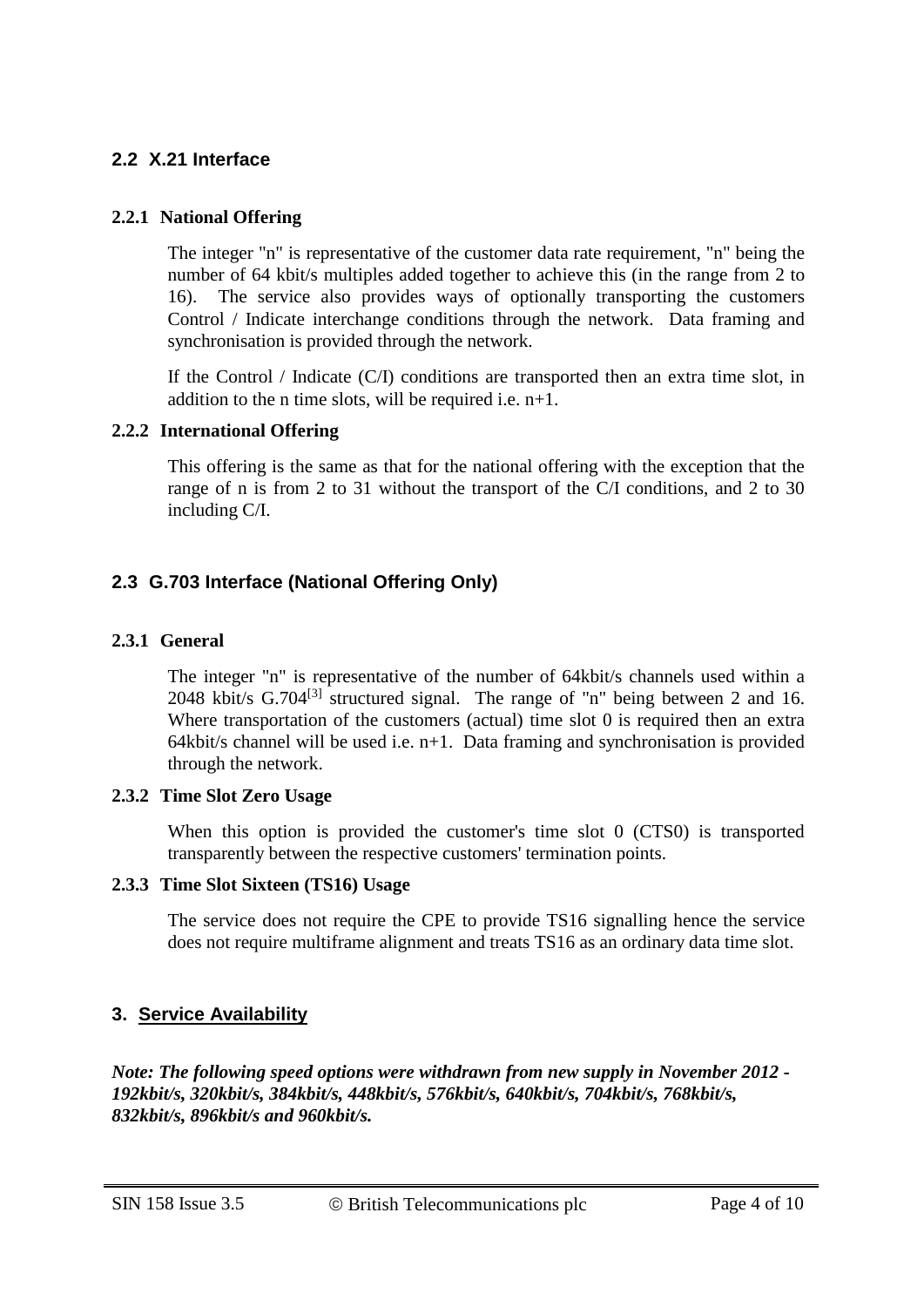## 2.2 X.21 Interface

### 2.2.1 National Offering

The integer "n" is representative of the customer data rate requirement, "n" being the number of 64 kbit/s multiples added together to achieve this (in the range from 2 to 16). The service also provides ways of optionally transporting the customers Control / Indicate interchange conditions through the network. Data framing and synchronisation is provided through the network.

If the Control / Indicate (C/I) conditions are transported then an extra time slot, in addition to the n time slots, will be required i.e. n+1.

### 2.2.2 International Offering

This offering is the same as that for the national offering with the exception that the range of n is from 2 to 31 without the transport of the C/I conditions, and 2 to 30 including C/I.

## 2.3 G.703 Interface (National Offering Only)

### 2.3.1 General

The integer "n" is representative of the number of 64kbit/s channels used within a 2048 kbit/s G.704[3] structured signal. The range of "n" being between 2 and 16. Where transportation of the customers (actual) time slot 0 is required then an extra 64kbit/s channel will be used i.e. n+1. Data framing and synchronisation is provided through the network.

### 2.3.2 Time Slot Zero Usage

When this option is provided the customer's time slot 0 (CTS0) is transported transparently between the respective customers' termination points.

### 2.3.3 Time Slot Sixteen (TS16) Usage

The service does not require the CPE to provide TS16 signalling hence the service does not require multiframe alignment and treats TS16 as an ordinary data time slot.

# 3. Service Availability

***Note: The following speed options were withdrawn from new supply in November 2012 - 192kbit/s, 320kbit/s, 384kbit/s, 448kbit/s, 576kbit/s, 640kbit/s, 704kbit/s, 768kbit/s, 832kbit/s, 896kbit/s and 960kbit/s.***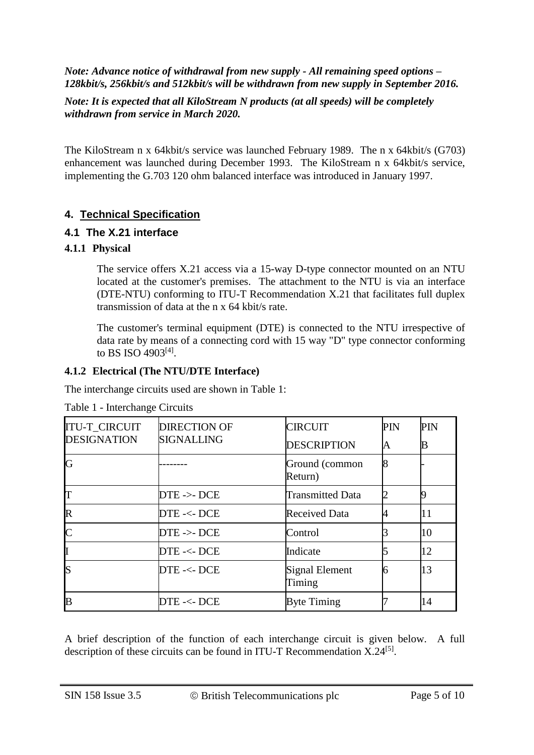*Note: Advance notice of withdrawal from new supply - All remaining speed options – 128kbit/s, 256kbit/s and 512kbit/s will be withdrawn from new supply in September 2016.*

***Note: It is expected that all KiloStream N products (at all speeds) will be completely withdrawn from service in March 2020.***

The KiloStream n x 64kbit/s service was launched February 1989. The n x 64kbit/s (G703) enhancement was launched during December 1993. The KiloStream n x 64kbit/s service, implementing the G.703 120 ohm balanced interface was introduced in January 1997.

## 4. Technical Specification

### 4.1 The X.21 interface

#### 4.1.1 Physical

The service offers X.21 access via a 15-way D-type connector mounted on an NTU located at the customer's premises. The attachment to the NTU is via an interface (DTE-NTU) conforming to ITU-T Recommendation X.21 that facilitates full duplex transmission of data at the n x 64 kbit/s rate.

The customer's terminal equipment (DTE) is connected to the NTU irrespective of data rate by means of a connecting cord with 15 way "D" type connector conforming to BS ISO 4903[4].

#### 4.1.2 Electrical (The NTU/DTE Interface)

The interchange circuits used are shown in Table 1:

Table 1 - Interchange Circuits

| ITU-T_CIRCUIT DESIGNATION | DIRECTION OF SIGNALLING | CIRCUIT DESCRIPTION | PIN A | PIN B |
|---|---|---|---|---|
| G | -------- | Ground (common Return) | 8 | - |
| T | DTE ->- DCE | Transmitted Data | 2 | 9 |
| R | DTE -<- DCE | Received Data | 4 | 11 |
| C | DTE ->- DCE | Control | 3 | 10 |
| I | DTE -<- DCE | Indicate | 5 | 12 |
| S | DTE -<- DCE | Signal Element Timing | 6 | 13 |
| B | DTE -<- DCE | Byte Timing | 7 | 14 |

A brief description of the function of each interchange circuit is given below. A full description of these circuits can be found in ITU-T Recommendation X.24[5].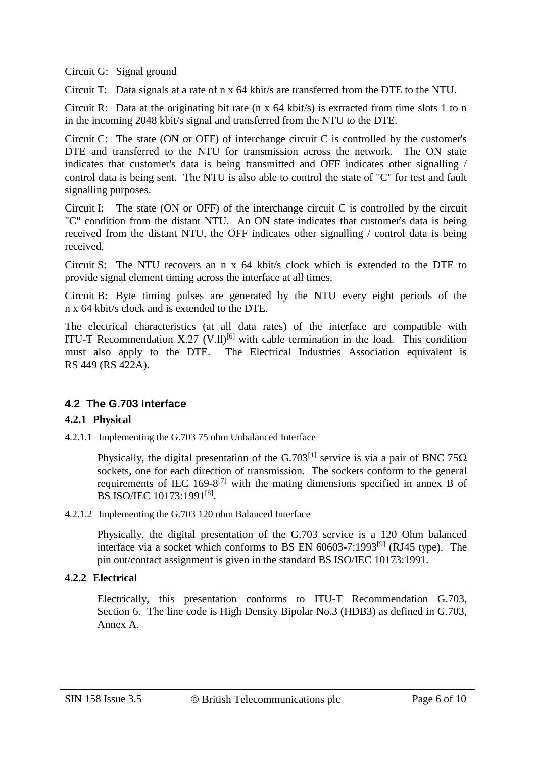Circuit G: Signal ground

Circuit T: Data signals at a rate of n x 64 kbit/s are transferred from the DTE to the NTU.

Circuit R: Data at the originating bit rate (n x 64 kbit/s) is extracted from time slots 1 to n in the incoming 2048 kbit/s signal and transferred from the NTU to the DTE.

Circuit C: The state (ON or OFF) of interchange circuit C is controlled by the customer's DTE and transferred to the NTU for transmission across the network. The ON state indicates that customer's data is being transmitted and OFF indicates other signalling / control data is being sent. The NTU is also able to control the state of "C" for test and fault signalling purposes.

Circuit I: The state (ON or OFF) of the interchange circuit C is controlled by the circuit "C" condition from the distant NTU. An ON state indicates that customer's data is being received from the distant NTU, the OFF indicates other signalling / control data is being received.

Circuit S: The NTU recovers an n x 64 kbit/s clock which is extended to the DTE to provide signal element timing across the interface at all times.

Circuit B: Byte timing pulses are generated by the NTU every eight periods of the n x 64 kbit/s clock and is extended to the DTE.

The electrical characteristics (at all data rates) of the interface are compatible with ITU-T Recommendation X.27 (V.ll)[6] with cable termination in the load. This condition must also apply to the DTE. The Electrical Industries Association equivalent is RS 449 (RS 422A).

## 4.2 The G.703 Interface

### 4.2.1 Physical

#### 4.2.1.1 Implementing the G.703 75 ohm Unbalanced Interface

Physically, the digital presentation of the G.703[1] service is via a pair of BNC 75Ω sockets, one for each direction of transmission. The sockets conform to the general requirements of IEC 169-8[7] with the mating dimensions specified in annex B of BS ISO/IEC 10173:1991[8].

#### 4.2.1.2 Implementing the G.703 120 ohm Balanced Interface

Physically, the digital presentation of the G.703 service is a 120 Ohm balanced interface via a socket which conforms to BS EN 60603-7:1993[9] (RJ45 type). The pin out/contact assignment is given in the standard BS ISO/IEC 10173:1991.

### 4.2.2 Electrical

Electrically, this presentation conforms to ITU-T Recommendation G.703, Section 6. The line code is High Density Bipolar No.3 (HDB3) as defined in G.703, Annex A.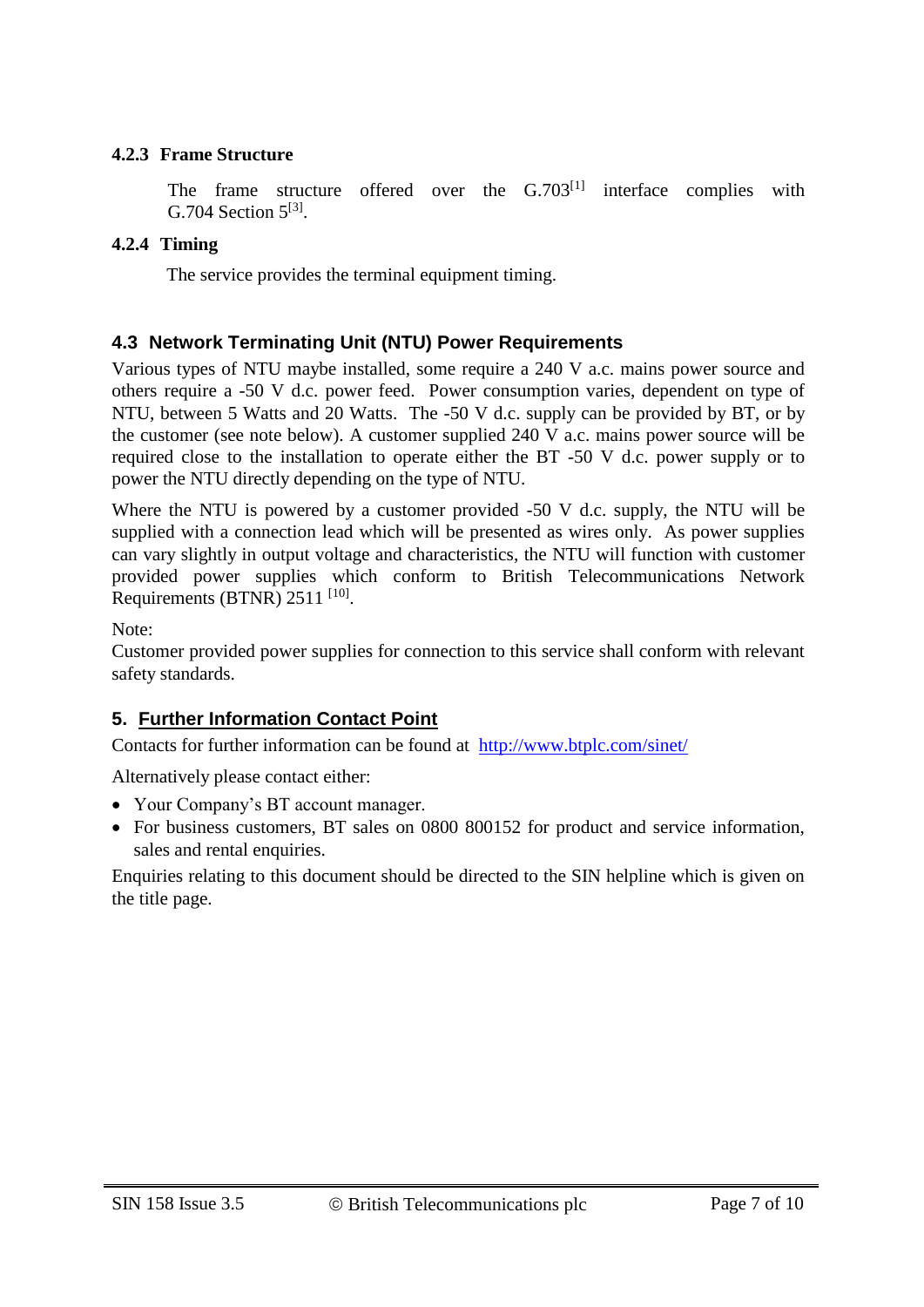#### 4.2.3 Frame Structure

The frame structure offered over the G.703[1] interface complies with G.704 Section 5[3].

#### 4.2.4 Timing

The service provides the terminal equipment timing.

### 4.3 Network Terminating Unit (NTU) Power Requirements

Various types of NTU maybe installed, some require a 240 V a.c. mains power source and others require a -50 V d.c. power feed. Power consumption varies, dependent on type of NTU, between 5 Watts and 20 Watts. The -50 V d.c. supply can be provided by BT, or by the customer (see note below). A customer supplied 240 V a.c. mains power source will be required close to the installation to operate either the BT -50 V d.c. power supply or to power the NTU directly depending on the type of NTU.

Where the NTU is powered by a customer provided -50 V d.c. supply, the NTU will be supplied with a connection lead which will be presented as wires only. As power supplies can vary slightly in output voltage and characteristics, the NTU will function with customer provided power supplies which conform to British Telecommunications Network Requirements (BTNR) 2511 [10].

Note:
Customer provided power supplies for connection to this service shall conform with relevant safety standards.

## 5. Further Information Contact Point

Contacts for further information can be found at [http://www.btplc.com/sinet/](http://www.btplc.com/sinet/)

Alternatively please contact either:

- Your Company's BT account manager.
- For business customers, BT sales on 0800 800152 for product and service information, sales and rental enquiries.

Enquiries relating to this document should be directed to the SIN helpline which is given on the title page.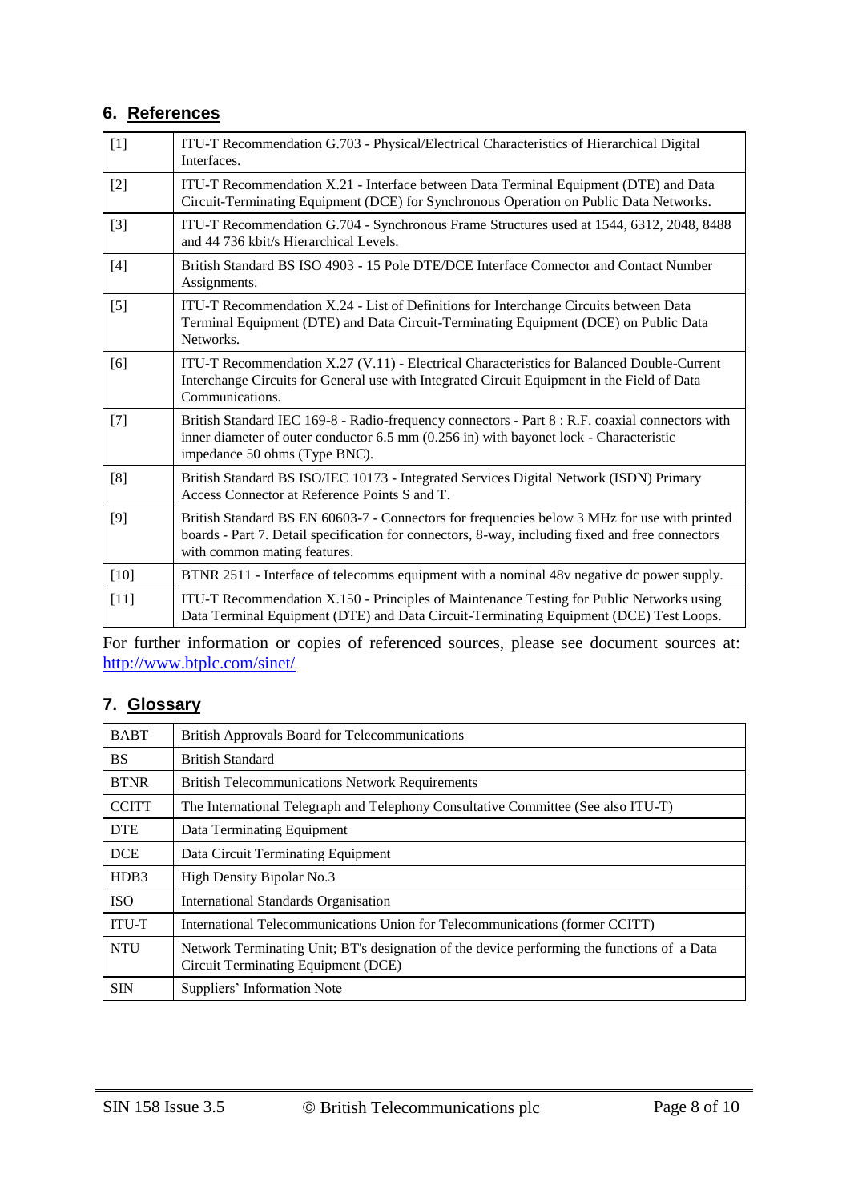## 6. References

| | |
|---|---|
| [1] | ITU-T Recommendation G.703 - Physical/Electrical Characteristics of Hierarchical Digital Interfaces. |
| [2] | ITU-T Recommendation X.21 - Interface between Data Terminal Equipment (DTE) and Data Circuit-Terminating Equipment (DCE) for Synchronous Operation on Public Data Networks. |
| [3] | ITU-T Recommendation G.704 - Synchronous Frame Structures used at 1544, 6312, 2048, 8488 and 44 736 kbit/s Hierarchical Levels. |
| [4] | British Standard BS ISO 4903 - 15 Pole DTE/DCE Interface Connector and Contact Number Assignments. |
| [5] | ITU-T Recommendation X.24 - List of Definitions for Interchange Circuits between Data Terminal Equipment (DTE) and Data Circuit-Terminating Equipment (DCE) on Public Data Networks. |
| [6] | ITU-T Recommendation X.27 (V.11) - Electrical Characteristics for Balanced Double-Current Interchange Circuits for General use with Integrated Circuit Equipment in the Field of Data Communications. |
| [7] | British Standard IEC 169-8 - Radio-frequency connectors - Part 8 : R.F. coaxial connectors with inner diameter of outer conductor 6.5 mm (0.256 in) with bayonet lock - Characteristic impedance 50 ohms (Type BNC). |
| [8] | British Standard BS ISO/IEC 10173 - Integrated Services Digital Network (ISDN) Primary Access Connector at Reference Points S and T. |
| [9] | British Standard BS EN 60603-7 - Connectors for frequencies below 3 MHz for use with printed boards - Part 7. Detail specification for connectors, 8-way, including fixed and free connectors with common mating features. |
| [10] | BTNR 2511 - Interface of telecomms equipment with a nominal 48v negative dc power supply. |
| [11] | ITU-T Recommendation X.150 - Principles of Maintenance Testing for Public Networks using Data Terminal Equipment (DTE) and Data Circuit-Terminating Equipment (DCE) Test Loops. |

For further information or copies of referenced sources, please see document sources at: http://www.btplc.com/sinet/

## 7. Glossary

| | |
|---|---|
| BABT | British Approvals Board for Telecommunications |
| BS | British Standard |
| BTNR | British Telecommunications Network Requirements |
| CCITT | The International Telegraph and Telephony Consultative Committee (See also ITU-T) |
| DTE | Data Terminating Equipment |
| DCE | Data Circuit Terminating Equipment |
| HDB3 | High Density Bipolar No.3 |
| ISO | International Standards Organisation |
| ITU-T | International Telecommunications Union for Telecommunications (former CCITT) |
| NTU | Network Terminating Unit; BT's designation of the device performing the functions of a Data Circuit Terminating Equipment (DCE) |
| SIN | Suppliers' Information Note |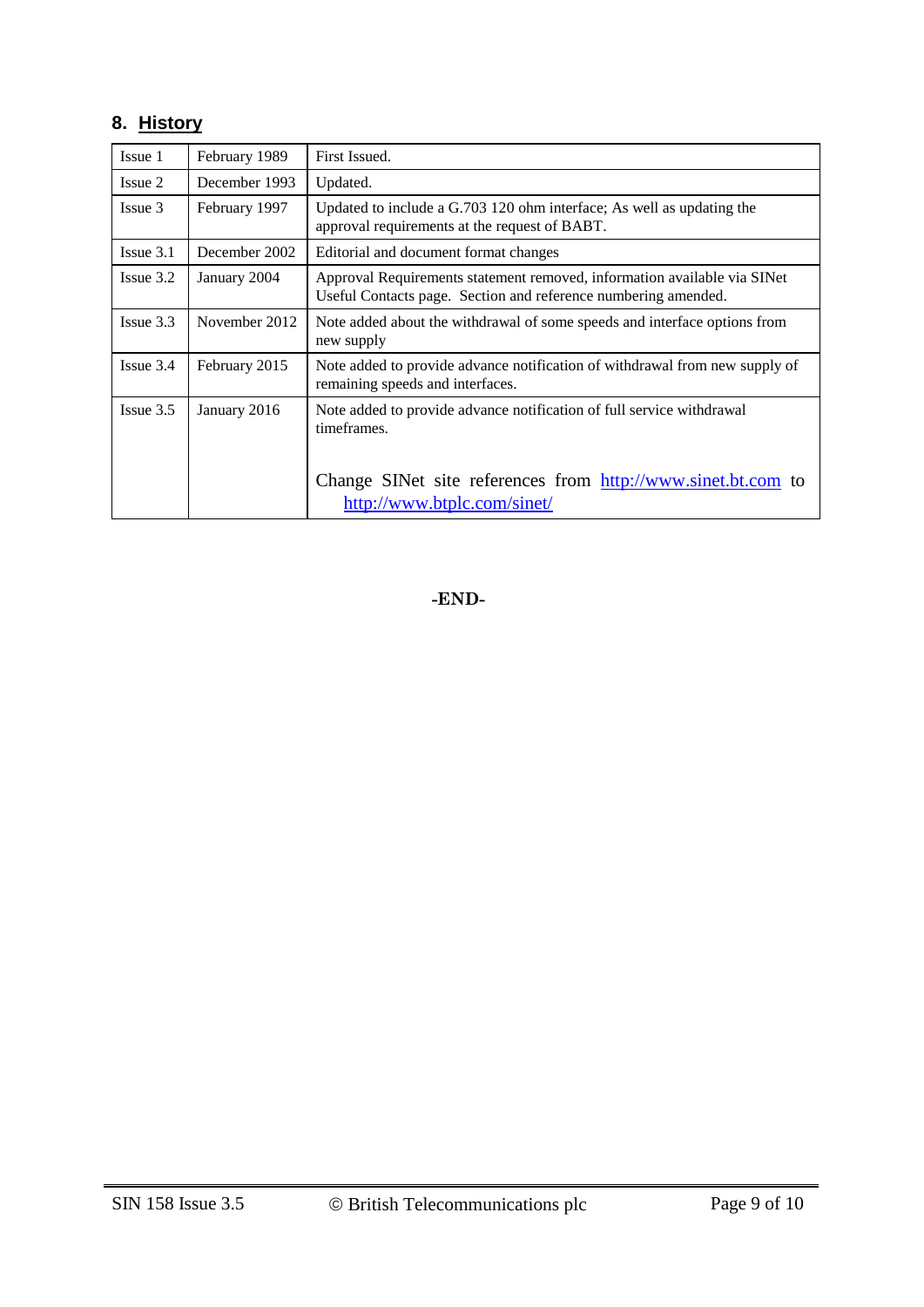## 8. History

| Issue | Date | Description |
|---|---|---|
| Issue 1 | February 1989 | First Issued. |
| Issue 2 | December 1993 | Updated. |
| Issue 3 | February 1997 | Updated to include a G.703 120 ohm interface; As well as updating the approval requirements at the request of BABT. |
| Issue 3.1 | December 2002 | Editorial and document format changes |
| Issue 3.2 | January 2004 | Approval Requirements statement removed, information available via SINet Useful Contacts page. Section and reference numbering amended. |
| Issue 3.3 | November 2012 | Note added about the withdrawal of some speeds and interface options from new supply |
| Issue 3.4 | February 2015 | Note added to provide advance notification of withdrawal from new supply of remaining speeds and interfaces. |
| Issue 3.5 | January 2016 | Note added to provide advance notification of full service withdrawal timeframes.<br><br>Change SINet site references from http://www.sinet.bt.com to http://www.btplc.com/sinet/ |

**-END-**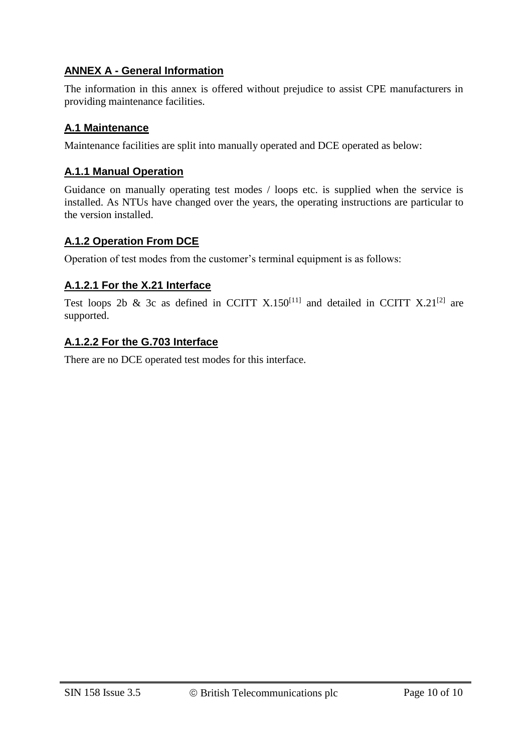## ANNEX A - General Information

The information in this annex is offered without prejudice to assist CPE manufacturers in providing maintenance facilities.

### A.1 Maintenance

Maintenance facilities are split into manually operated and DCE operated as below:

#### A.1.1 Manual Operation

Guidance on manually operating test modes / loops etc. is supplied when the service is installed. As NTUs have changed over the years, the operating instructions are particular to the version installed.

#### A.1.2 Operation From DCE

Operation of test modes from the customer's terminal equipment is as follows:

##### A.1.2.1 For the X.21 Interface

Test loops 2b & 3c as defined in CCITT X.150[11] and detailed in CCITT X.21[2] are supported.

##### A.1.2.2 For the G.703 Interface

There are no DCE operated test modes for this interface.